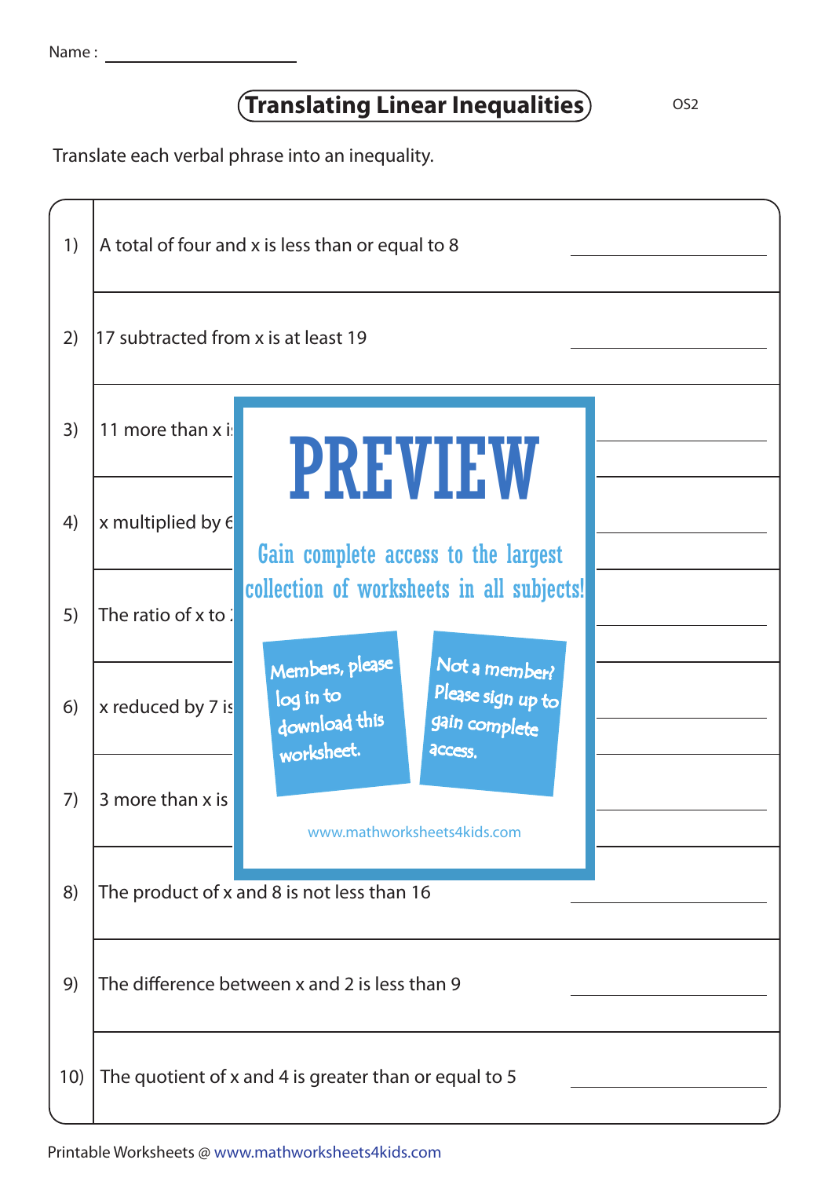Name : ____________________

# Translating Linear Inequalities

OS2

Translate each verbal phrase into an inequality.

| | | |
|---|---|---|
| 1) | A total of four and x is less than or equal to 8 | ____________ |
| 2) | 17 subtracted from x is at least 19 | ____________ |
| 3) | 11 more than x i | ____________ |
| 4) | x multiplied by 6 | ____________ |
| 5) | The ratio of x to | ____________ |
| 6) | x reduced by 7 is | ____________ |
| 7) | 3 more than x is | ____________ |
| 8) | The product of x and 8 is not less than 16 | ____________ |
| 9) | The difference between x and 2 is less than 9 | ____________ |
| 10) | The quotient of x and 4 is greater than or equal to 5 | ____________ |

PREVIEW

Gain complete access to the largest collection of worksheets in all subjects!

Members, please log in to download this worksheet.

Not a member? Please sign up to gain complete access.

www.mathworksheets4kids.com

Printable Worksheets @ www.mathworksheets4kids.com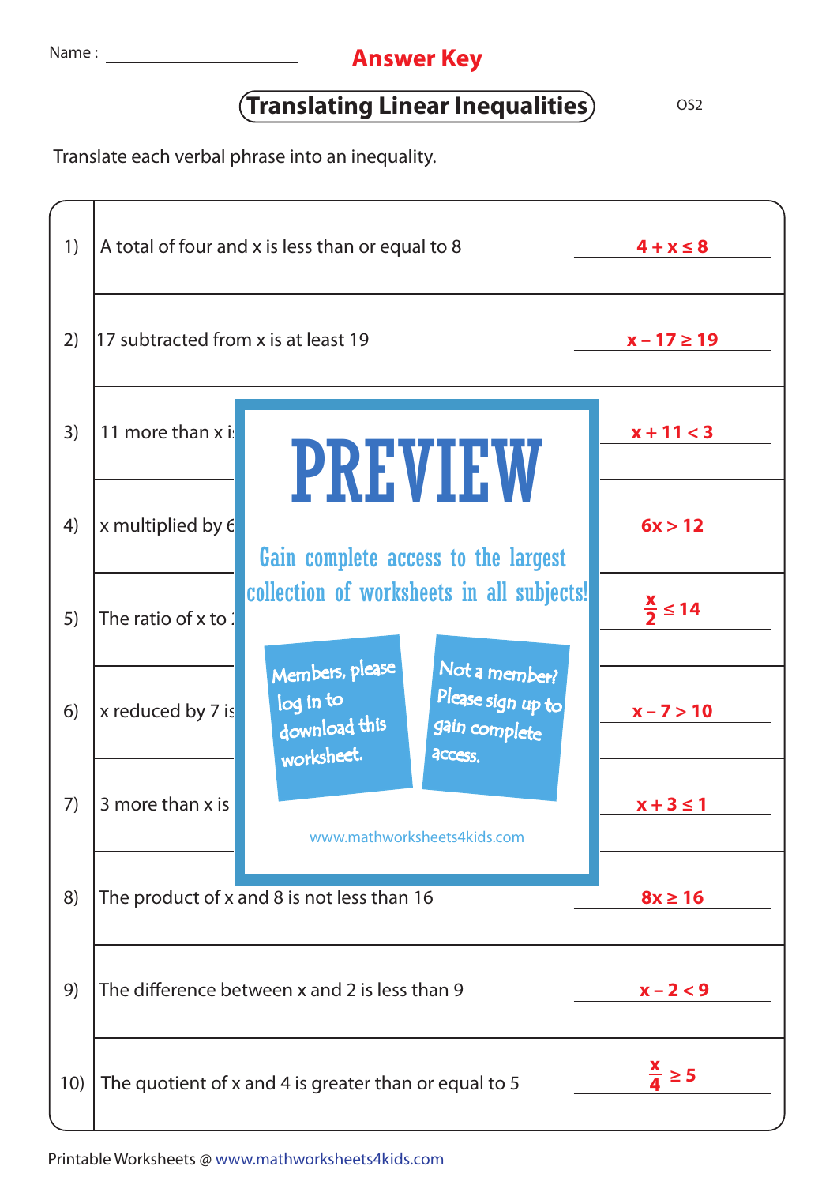Name : ____________________

**Answer Key**

# Translating Linear Inequalities

OS2

Translate each verbal phrase into an inequality.

| | | |
|---|---|---|
| 1) | A total of four and x is less than or equal to 8 | $4 + x \leq 8$ |
| 2) | 17 subtracted from x is at least 19 | $x - 17 \geq 19$ |
| 3) | 11 more than x i | $x + 11 < 3$ |
| 4) | x multiplied by 6 | $6x > 12$ |
| 5) | The ratio of x to | $\frac{x}{2} \leq 14$ |
| 6) | x reduced by 7 is | $x - 7 > 10$ |
| 7) | 3 more than x is | $x + 3 \leq 1$ |
| 8) | The product of x and 8 is not less than 16 | $8x \geq 16$ |
| 9) | The difference between x and 2 is less than 9 | $x - 2 < 9$ |
| 10) | The quotient of x and 4 is greater than or equal to 5 | $\frac{x}{4} \geq 5$ |

PREVIEW

Gain complete access to the largest collection of worksheets in all subjects!

Members, please log in to download this worksheet.

Not a member? Please sign up to gain complete access.

www.mathworksheets4kids.com

Printable Worksheets @ www.mathworksheets4kids.com